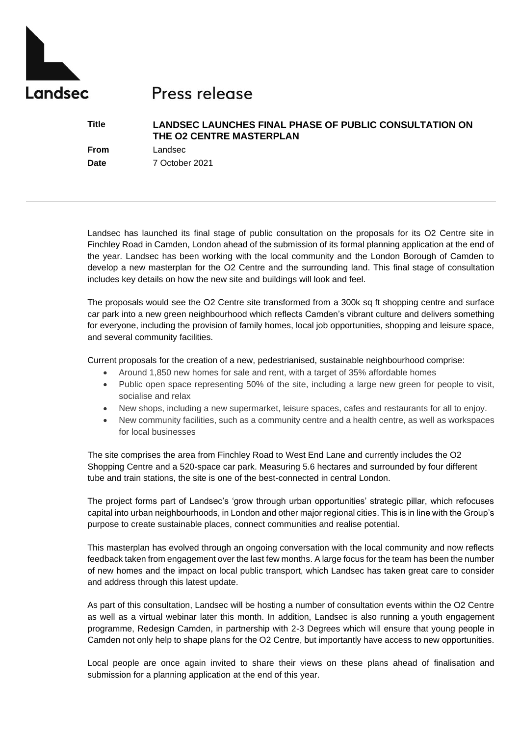Landsec

# Press release

| | |
|---|---|
| **Title** | **LANDSEC LAUNCHES FINAL PHASE OF PUBLIC CONSULTATION ON THE O2 CENTRE MASTERPLAN** |
| **From** | Landsec |
| **Date** | 7 October 2021 |

---

Landsec has launched its final stage of public consultation on the proposals for its O2 Centre site in Finchley Road in Camden, London ahead of the submission of its formal planning application at the end of the year. Landsec has been working with the local community and the London Borough of Camden to develop a new masterplan for the O2 Centre and the surrounding land. This final stage of consultation includes key details on how the new site and buildings will look and feel.

The proposals would see the O2 Centre site transformed from a 300k sq ft shopping centre and surface car park into a new green neighbourhood which reflects Camden's vibrant culture and delivers something for everyone, including the provision of family homes, local job opportunities, shopping and leisure space, and several community facilities.

Current proposals for the creation of a new, pedestrianised, sustainable neighbourhood comprise:

- Around 1,850 new homes for sale and rent, with a target of 35% affordable homes
- Public open space representing 50% of the site, including a large new green for people to visit, socialise and relax
- New shops, including a new supermarket, leisure spaces, cafes and restaurants for all to enjoy.
- New community facilities, such as a community centre and a health centre, as well as workspaces for local businesses

The site comprises the area from Finchley Road to West End Lane and currently includes the O2 Shopping Centre and a 520-space car park. Measuring 5.6 hectares and surrounded by four different tube and train stations, the site is one of the best-connected in central London.

The project forms part of Landsec's 'grow through urban opportunities' strategic pillar, which refocuses capital into urban neighbourhoods, in London and other major regional cities. This is in line with the Group's purpose to create sustainable places, connect communities and realise potential.

This masterplan has evolved through an ongoing conversation with the local community and now reflects feedback taken from engagement over the last few months. A large focus for the team has been the number of new homes and the impact on local public transport, which Landsec has taken great care to consider and address through this latest update.

As part of this consultation, Landsec will be hosting a number of consultation events within the O2 Centre as well as a virtual webinar later this month. In addition, Landsec is also running a youth engagement programme, Redesign Camden, in partnership with 2-3 Degrees which will ensure that young people in Camden not only help to shape plans for the O2 Centre, but importantly have access to new opportunities.

Local people are once again invited to share their views on these plans ahead of finalisation and submission for a planning application at the end of this year.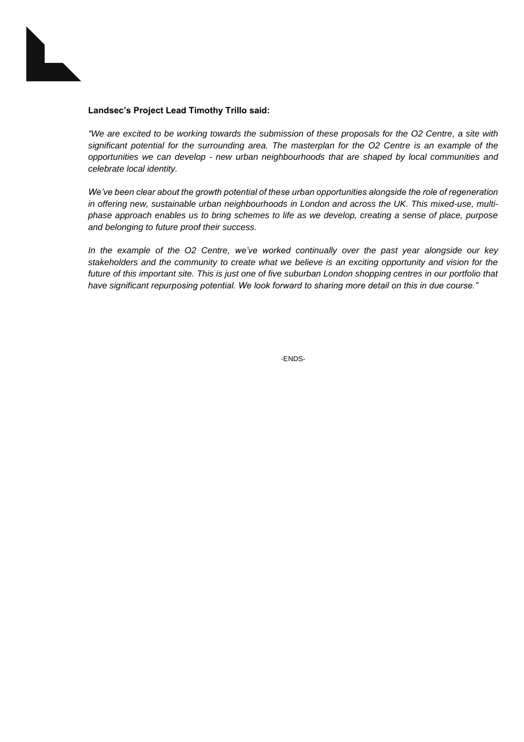**Landsec's Project Lead Timothy Trillo said:**

*"We are excited to be working towards the submission of these proposals for the O2 Centre, a site with significant potential for the surrounding area. The masterplan for the O2 Centre is an example of the opportunities we can develop - new urban neighbourhoods that are shaped by local communities and celebrate local identity.*

*We've been clear about the growth potential of these urban opportunities alongside the role of regeneration in offering new, sustainable urban neighbourhoods in London and across the UK. This mixed-use, multi-phase approach enables us to bring schemes to life as we develop, creating a sense of place, purpose and belonging to future proof their success.*

*In the example of the O2 Centre, we've worked continually over the past year alongside our key stakeholders and the community to create what we believe is an exciting opportunity and vision for the future of this important site. This is just one of five suburban London shopping centres in our portfolio that have significant repurposing potential. We look forward to sharing more detail on this in due course."*

-ENDS-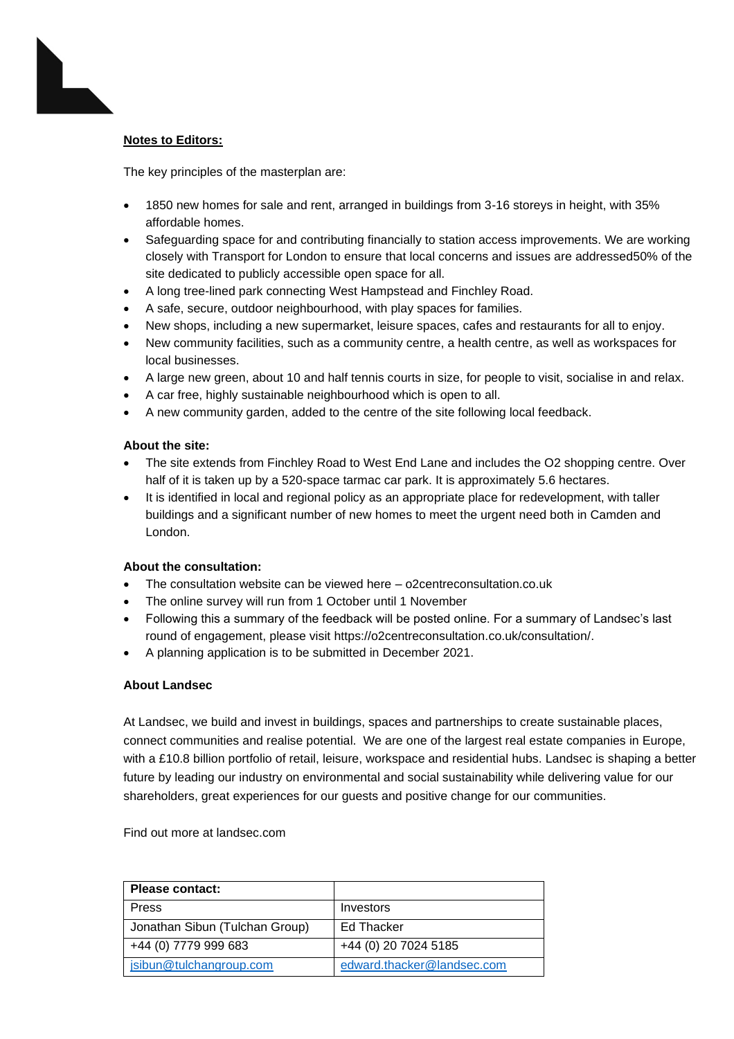**Notes to Editors:**

The key principles of the masterplan are:

- 1850 new homes for sale and rent, arranged in buildings from 3-16 storeys in height, with 35% affordable homes.
- Safeguarding space for and contributing financially to station access improvements. We are working closely with Transport for London to ensure that local concerns and issues are addressed50% of the site dedicated to publicly accessible open space for all.
- A long tree-lined park connecting West Hampstead and Finchley Road.
- A safe, secure, outdoor neighbourhood, with play spaces for families.
- New shops, including a new supermarket, leisure spaces, cafes and restaurants for all to enjoy.
- New community facilities, such as a community centre, a health centre, as well as workspaces for local businesses.
- A large new green, about 10 and half tennis courts in size, for people to visit, socialise in and relax.
- A car free, highly sustainable neighbourhood which is open to all.
- A new community garden, added to the centre of the site following local feedback.

**About the site:**

- The site extends from Finchley Road to West End Lane and includes the O2 shopping centre. Over half of it is taken up by a 520-space tarmac car park. It is approximately 5.6 hectares.
- It is identified in local and regional policy as an appropriate place for redevelopment, with taller buildings and a significant number of new homes to meet the urgent need both in Camden and London.

**About the consultation:**

- The consultation website can be viewed here – o2centreconsultation.co.uk
- The online survey will run from 1 October until 1 November
- Following this a summary of the feedback will be posted online. For a summary of Landsec's last round of engagement, please visit https://o2centreconsultation.co.uk/consultation/.
- A planning application is to be submitted in December 2021.

**About Landsec**

At Landsec, we build and invest in buildings, spaces and partnerships to create sustainable places, connect communities and realise potential. We are one of the largest real estate companies in Europe, with a £10.8 billion portfolio of retail, leisure, workspace and residential hubs. Landsec is shaping a better future by leading our industry on environmental and social sustainability while delivering value for our shareholders, great experiences for our guests and positive change for our communities.

Find out more at landsec.com

| **Please contact:** | |
|---|---|
| Press | Investors |
| Jonathan Sibun (Tulchan Group) | Ed Thacker |
| +44 (0) 7779 999 683 | +44 (0) 20 7024 5185 |
| jsibun@tulchangroup.com | edward.thacker@landsec.com |